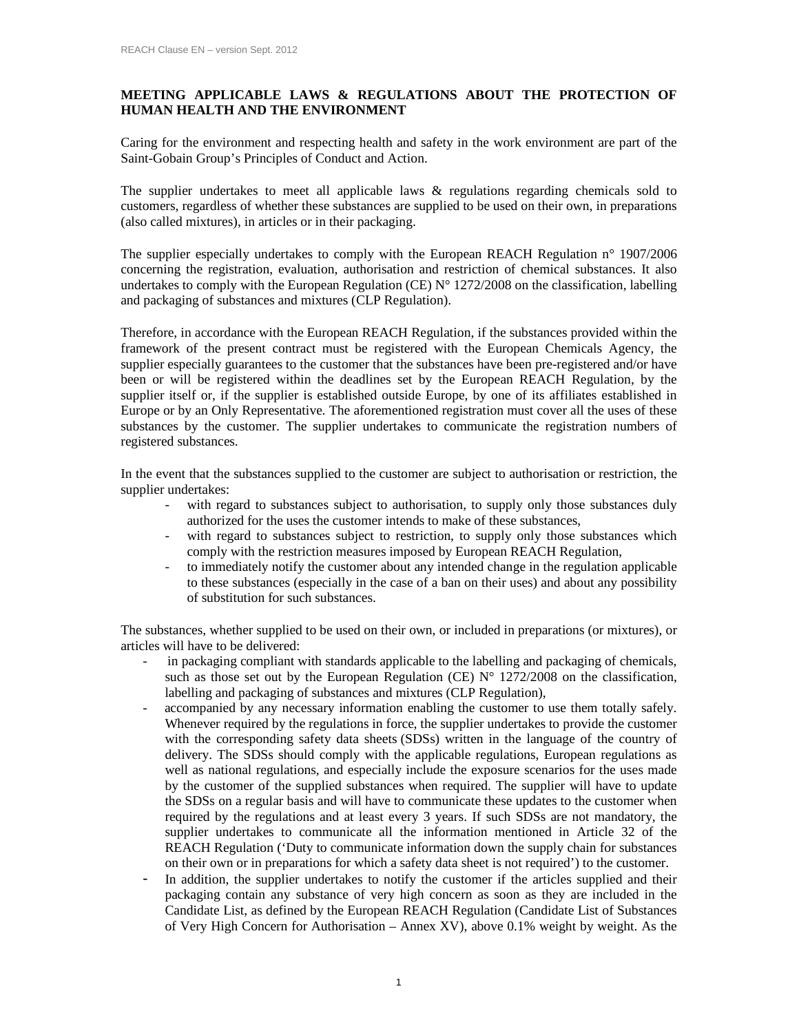**MEETING APPLICABLE LAWS & REGULATIONS ABOUT THE PROTECTION OF HUMAN HEALTH AND THE ENVIRONMENT**

Caring for the environment and respecting health and safety in the work environment are part of the Saint-Gobain Group's Principles of Conduct and Action.

The supplier undertakes to meet all applicable laws & regulations regarding chemicals sold to customers, regardless of whether these substances are supplied to be used on their own, in preparations (also called mixtures), in articles or in their packaging.

The supplier especially undertakes to comply with the European REACH Regulation n° 1907/2006 concerning the registration, evaluation, authorisation and restriction of chemical substances. It also undertakes to comply with the European Regulation (CE) N° 1272/2008 on the classification, labelling and packaging of substances and mixtures (CLP Regulation).

Therefore, in accordance with the European REACH Regulation, if the substances provided within the framework of the present contract must be registered with the European Chemicals Agency, the supplier especially guarantees to the customer that the substances have been pre-registered and/or have been or will be registered within the deadlines set by the European REACH Regulation, by the supplier itself or, if the supplier is established outside Europe, by one of its affiliates established in Europe or by an Only Representative. The aforementioned registration must cover all the uses of these substances by the customer. The supplier undertakes to communicate the registration numbers of registered substances.

In the event that the substances supplied to the customer are subject to authorisation or restriction, the supplier undertakes:

- with regard to substances subject to authorisation, to supply only those substances duly authorized for the uses the customer intends to make of these substances,
- with regard to substances subject to restriction, to supply only those substances which comply with the restriction measures imposed by European REACH Regulation,
- to immediately notify the customer about any intended change in the regulation applicable to these substances (especially in the case of a ban on their uses) and about any possibility of substitution for such substances.

The substances, whether supplied to be used on their own, or included in preparations (or mixtures), or articles will have to be delivered:

- in packaging compliant with standards applicable to the labelling and packaging of chemicals, such as those set out by the European Regulation (CE) N° 1272/2008 on the classification, labelling and packaging of substances and mixtures (CLP Regulation),
- accompanied by any necessary information enabling the customer to use them totally safely. Whenever required by the regulations in force, the supplier undertakes to provide the customer with the corresponding safety data sheets (SDSs) written in the language of the country of delivery. The SDSs should comply with the applicable regulations, European regulations as well as national regulations, and especially include the exposure scenarios for the uses made by the customer of the supplied substances when required. The supplier will have to update the SDSs on a regular basis and will have to communicate these updates to the customer when required by the regulations and at least every 3 years. If such SDSs are not mandatory, the supplier undertakes to communicate all the information mentioned in Article 32 of the REACH Regulation ('Duty to communicate information down the supply chain for substances on their own or in preparations for which a safety data sheet is not required') to the customer.
- In addition, the supplier undertakes to notify the customer if the articles supplied and their packaging contain any substance of very high concern as soon as they are included in the Candidate List, as defined by the European REACH Regulation (Candidate List of Substances of Very High Concern for Authorisation – Annex XV), above 0.1% weight by weight. As the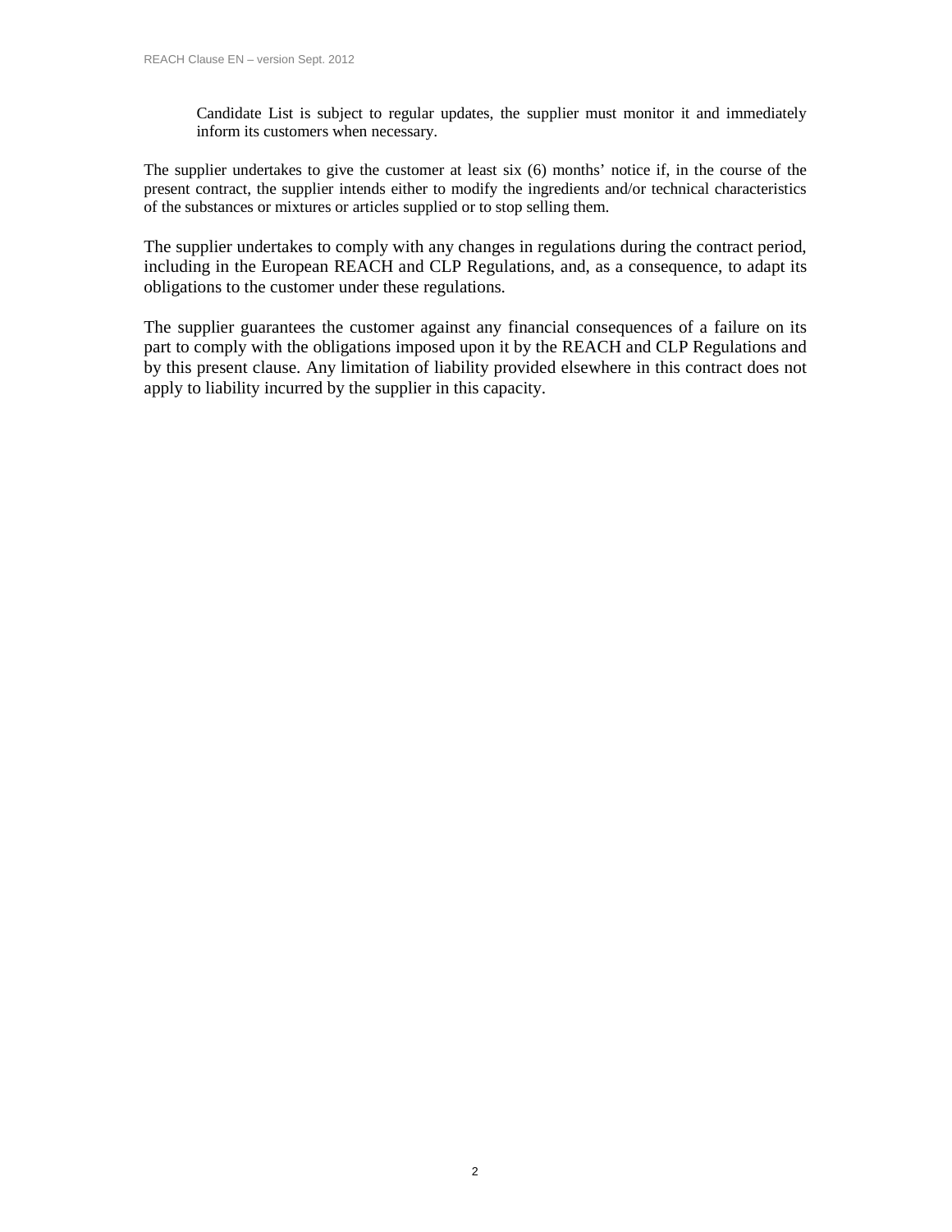Candidate List is subject to regular updates, the supplier must monitor it and immediately inform its customers when necessary.

The supplier undertakes to give the customer at least six (6) months' notice if, in the course of the present contract, the supplier intends either to modify the ingredients and/or technical characteristics of the substances or mixtures or articles supplied or to stop selling them.

The supplier undertakes to comply with any changes in regulations during the contract period, including in the European REACH and CLP Regulations, and, as a consequence, to adapt its obligations to the customer under these regulations.

The supplier guarantees the customer against any financial consequences of a failure on its part to comply with the obligations imposed upon it by the REACH and CLP Regulations and by this present clause. Any limitation of liability provided elsewhere in this contract does not apply to liability incurred by the supplier in this capacity.